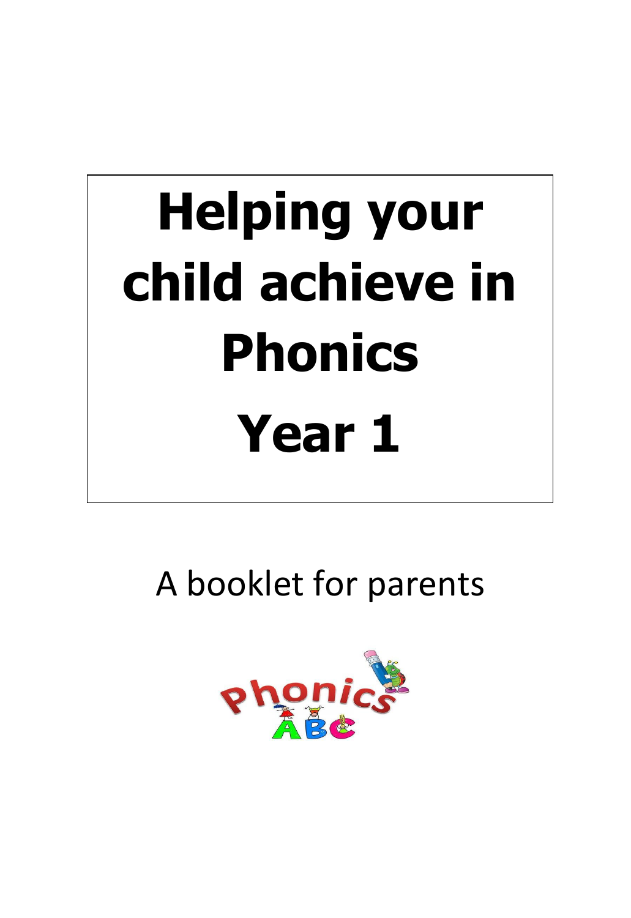# Helping your child achieve in Phonics Year 1

A booklet for parents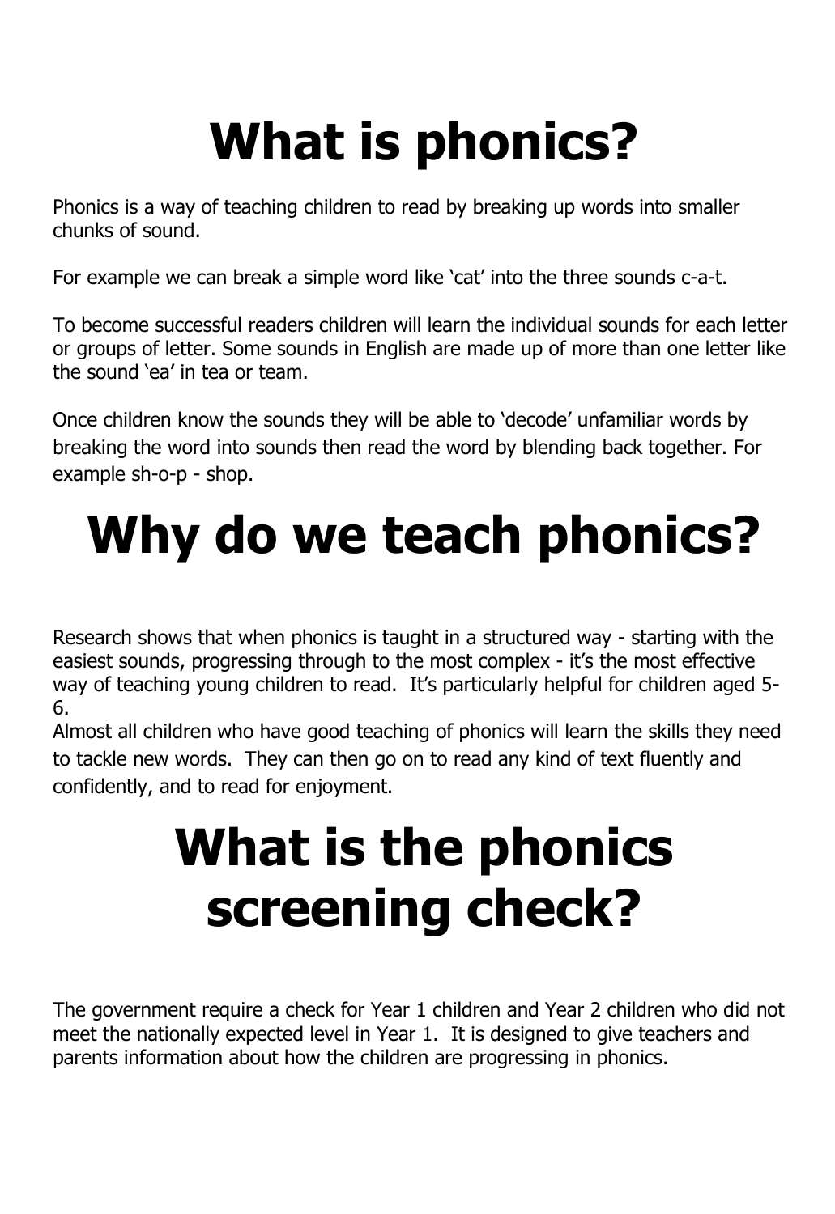# What is phonics?

Phonics is a way of teaching children to read by breaking up words into smaller chunks of sound.

For example we can break a simple word like 'cat' into the three sounds c-a-t.

To become successful readers children will learn the individual sounds for each letter or groups of letter. Some sounds in English are made up of more than one letter like the sound 'ea' in tea or team.

Once children know the sounds they will be able to 'decode' unfamiliar words by breaking the word into sounds then read the word by blending back together. For example sh-o-p - shop.

# Why do we teach phonics?

Research shows that when phonics is taught in a structured way - starting with the easiest sounds, progressing through to the most complex - it's the most effective way of teaching young children to read. It's particularly helpful for children aged 5-6.

Almost all children who have good teaching of phonics will learn the skills they need to tackle new words. They can then go on to read any kind of text fluently and confidently, and to read for enjoyment.

# What is the phonics screening check?

The government require a check for Year 1 children and Year 2 children who did not meet the nationally expected level in Year 1. It is designed to give teachers and parents information about how the children are progressing in phonics.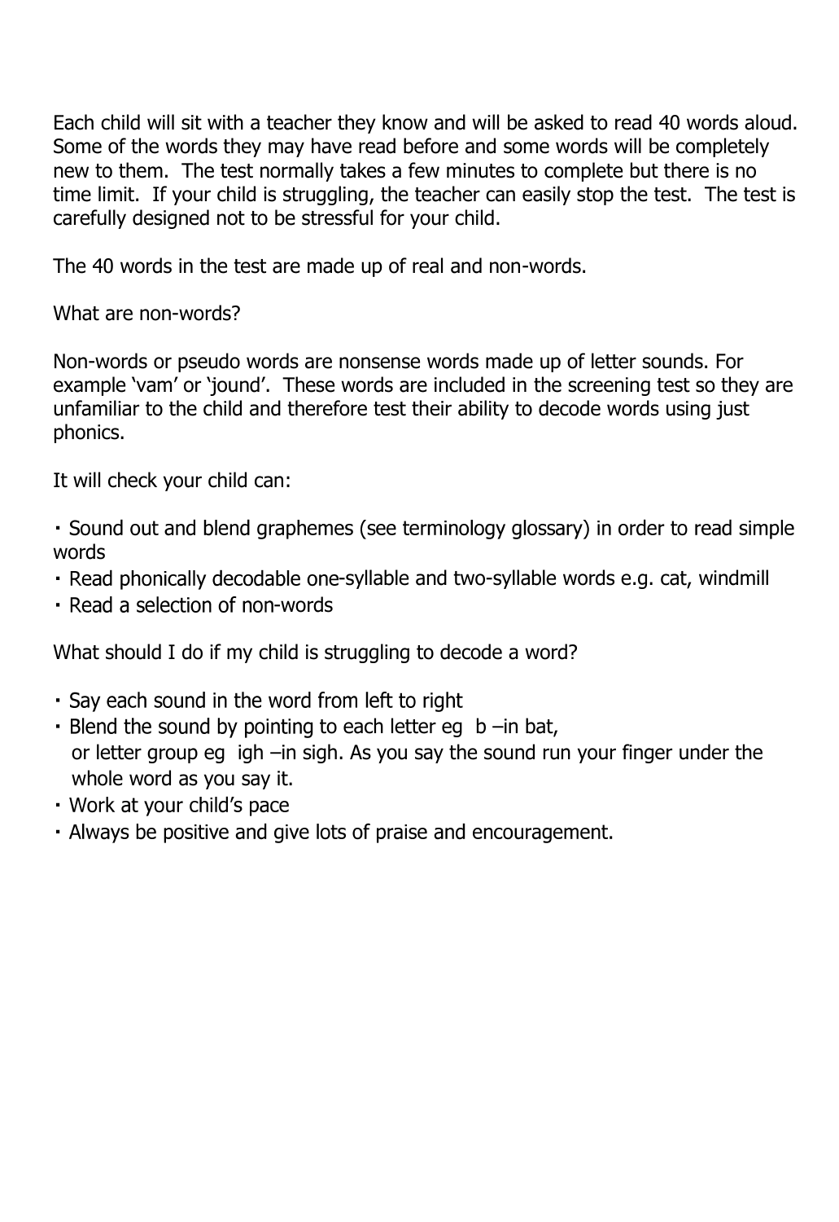Each child will sit with a teacher they know and will be asked to read 40 words aloud. Some of the words they may have read before and some words will be completely new to them. The test normally takes a few minutes to complete but there is no time limit. If your child is struggling, the teacher can easily stop the test. The test is carefully designed not to be stressful for your child.

The 40 words in the test are made up of real and non-words.

What are non-words?

Non-words or pseudo words are nonsense words made up of letter sounds. For example 'vam' or 'jound'. These words are included in the screening test so they are unfamiliar to the child and therefore test their ability to decode words using just phonics.

It will check your child can:

- Sound out and blend graphemes (see terminology glossary) in order to read simple words
- Read phonically decodable one-syllable and two-syllable words e.g. cat, windmill
- Read a selection of non-words

What should I do if my child is struggling to decode a word?

- Say each sound in the word from left to right
- Blend the sound by pointing to each letter eg b –in bat, or letter group eg igh –in sigh. As you say the sound run your finger under the whole word as you say it.
- Work at your child's pace
- Always be positive and give lots of praise and encouragement.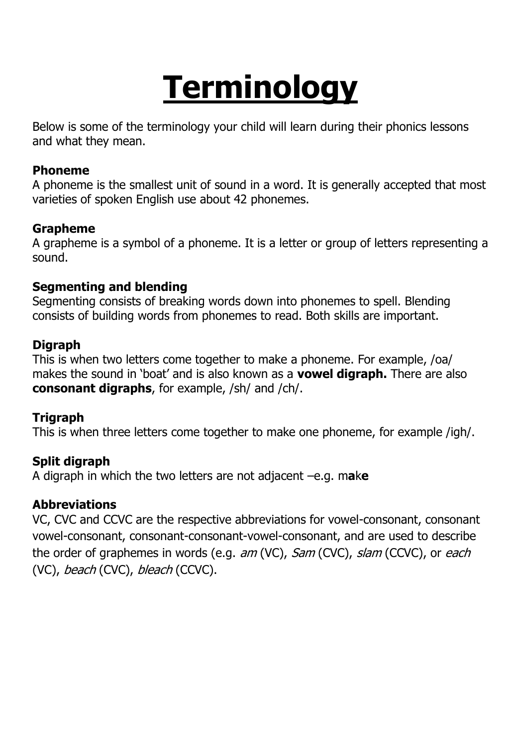# Terminology

Below is some of the terminology your child will learn during their phonics lessons and what they mean.

**Phoneme**
A phoneme is the smallest unit of sound in a word. It is generally accepted that most varieties of spoken English use about 42 phonemes.

**Grapheme**
A grapheme is a symbol of a phoneme. It is a letter or group of letters representing a sound.

**Segmenting and blending**
Segmenting consists of breaking words down into phonemes to spell. Blending consists of building words from phonemes to read. Both skills are important.

**Digraph**
This is when two letters come together to make a phoneme. For example, /oa/ makes the sound in 'boat' and is also known as a **vowel digraph.** There are also **consonant digraphs**, for example, /sh/ and /ch/.

**Trigraph**
This is when three letters come together to make one phoneme, for example /igh/.

**Split digraph**
A digraph in which the two letters are not adjacent –e.g. m**a**k**e**

**Abbreviations**
VC, CVC and CCVC are the respective abbreviations for vowel-consonant, consonant vowel-consonant, consonant-consonant-vowel-consonant, and are used to describe the order of graphemes in words (e.g. *am* (VC), *Sam* (CVC), *slam* (CCVC), or *each* (VC), *beach* (CVC), *bleach* (CCVC).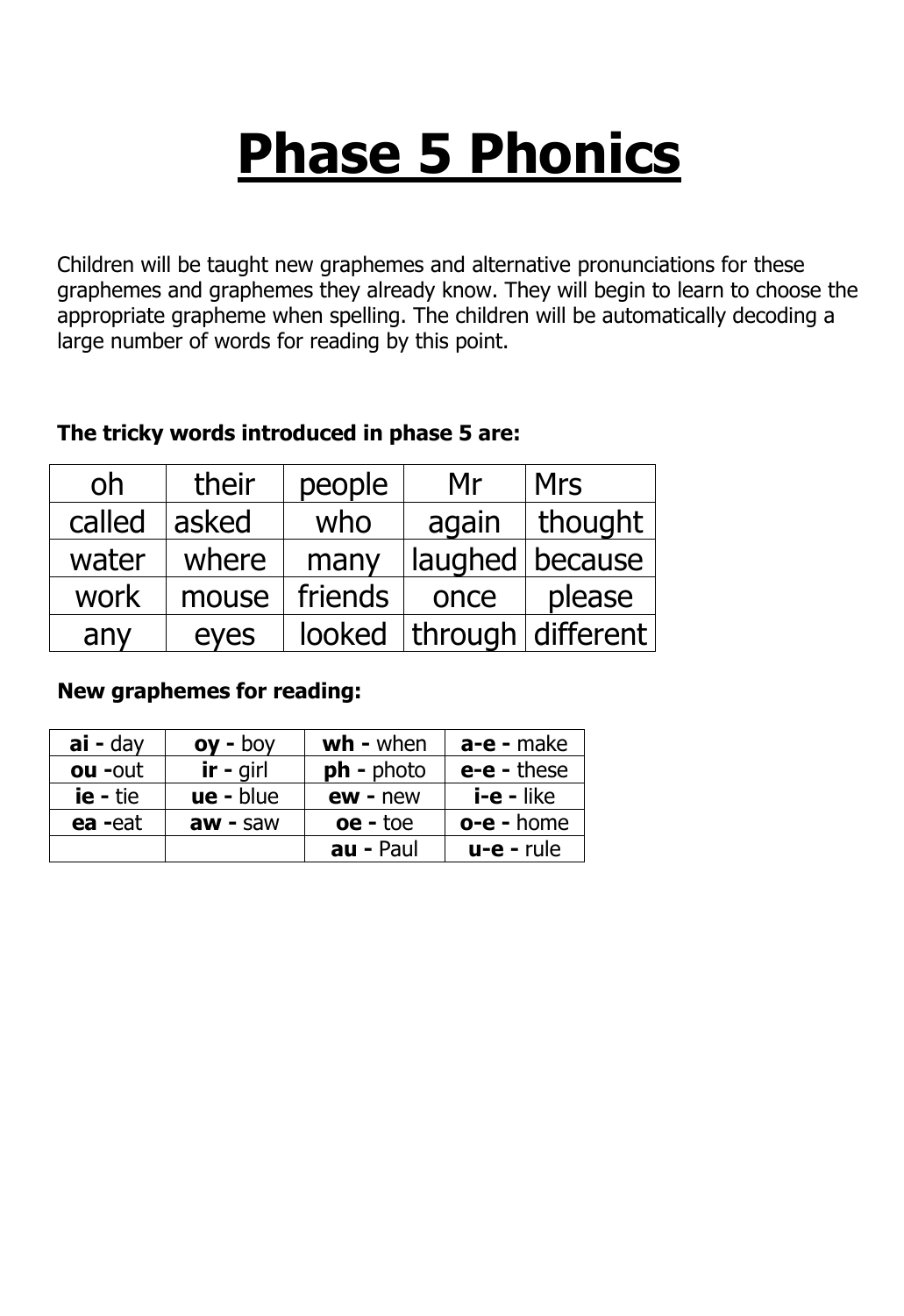# Phase 5 Phonics

Children will be taught new graphemes and alternative pronunciations for these graphemes and graphemes they already know. They will begin to learn to choose the appropriate grapheme when spelling. The children will be automatically decoding a large number of words for reading by this point.

**The tricky words introduced in phase 5 are:**

| | | | | |
|---|---|---|---|---|
| oh | their | people | Mr | Mrs |
| called | asked | who | again | thought |
| water | where | many | laughed | because |
| work | mouse | friends | once | please |
| any | eyes | looked | through | different |

**New graphemes for reading:**

| | | | |
|---|---|---|---|
| **ai -** day | **oy -** boy | **wh -** when | **a-e -** make |
| **ou -**out | **ir -** girl | **ph -** photo | **e-e -** these |
| **ie -** tie | **ue -** blue | **ew -** new | **i-e -** like |
| **ea -**eat | **aw -** saw | **oe -** toe | **o-e -** home |
| | | **au -** Paul | **u-e -** rule |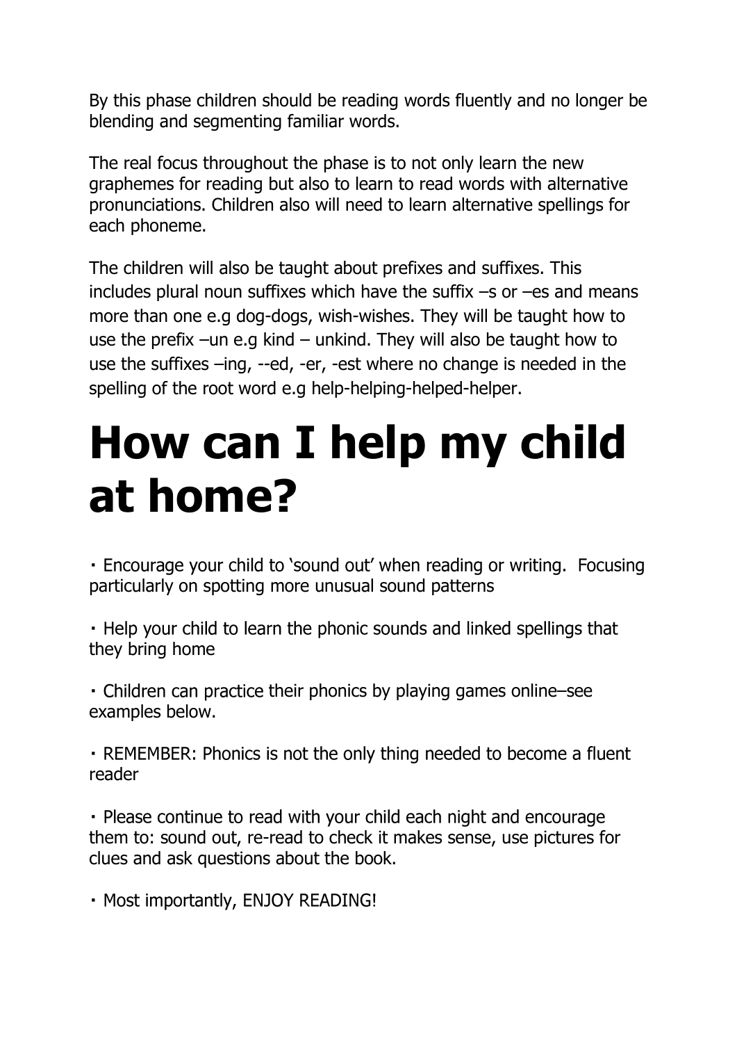By this phase children should be reading words fluently and no longer be blending and segmenting familiar words.

The real focus throughout the phase is to not only learn the new graphemes for reading but also to learn to read words with alternative pronunciations. Children also will need to learn alternative spellings for each phoneme.

The children will also be taught about prefixes and suffixes. This includes plural noun suffixes which have the suffix –s or –es and means more than one e.g dog-dogs, wish-wishes. They will be taught how to use the prefix –un e.g kind – unkind. They will also be taught how to use the suffixes –ing, --ed, -er, -est where no change is needed in the spelling of the root word e.g help-helping-helped-helper.

# How can I help my child at home?

- Encourage your child to 'sound out' when reading or writing. Focusing particularly on spotting more unusual sound patterns

- Help your child to learn the phonic sounds and linked spellings that they bring home

- Children can practice their phonics by playing games online–see examples below.

- REMEMBER: Phonics is not the only thing needed to become a fluent reader

- Please continue to read with your child each night and encourage them to: sound out, re-read to check it makes sense, use pictures for clues and ask questions about the book.

- Most importantly, ENJOY READING!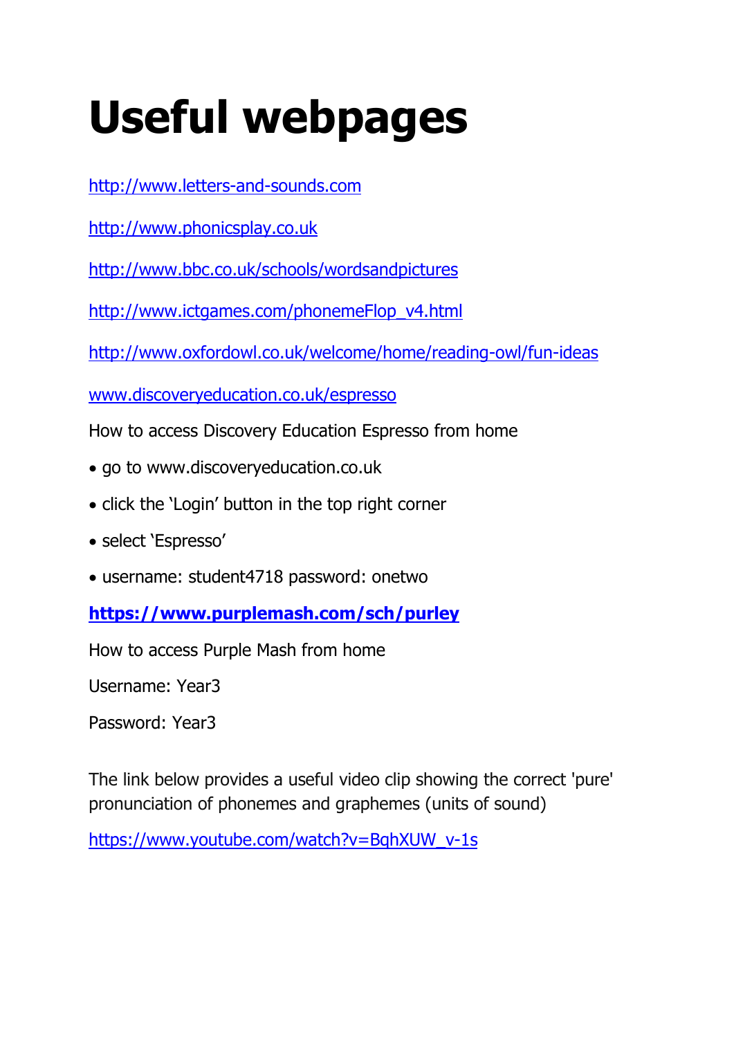# Useful webpages

http://www.letters-and-sounds.com

http://www.phonicsplay.co.uk

http://www.bbc.co.uk/schools/wordsandpictures

http://www.ictgames.com/phonemeFlop_v4.html

http://www.oxfordowl.co.uk/welcome/home/reading-owl/fun-ideas

www.discoveryeducation.co.uk/espresso

How to access Discovery Education Espresso from home

- go to www.discoveryeducation.co.uk
- click the 'Login' button in the top right corner
- select 'Espresso'
- username: student4718 password: onetwo

**https://www.purplemash.com/sch/purley**

How to access Purple Mash from home

Username: Year3

Password: Year3

The link below provides a useful video clip showing the correct 'pure' pronunciation of phonemes and graphemes (units of sound)

https://www.youtube.com/watch?v=BqhXUW_v-1s